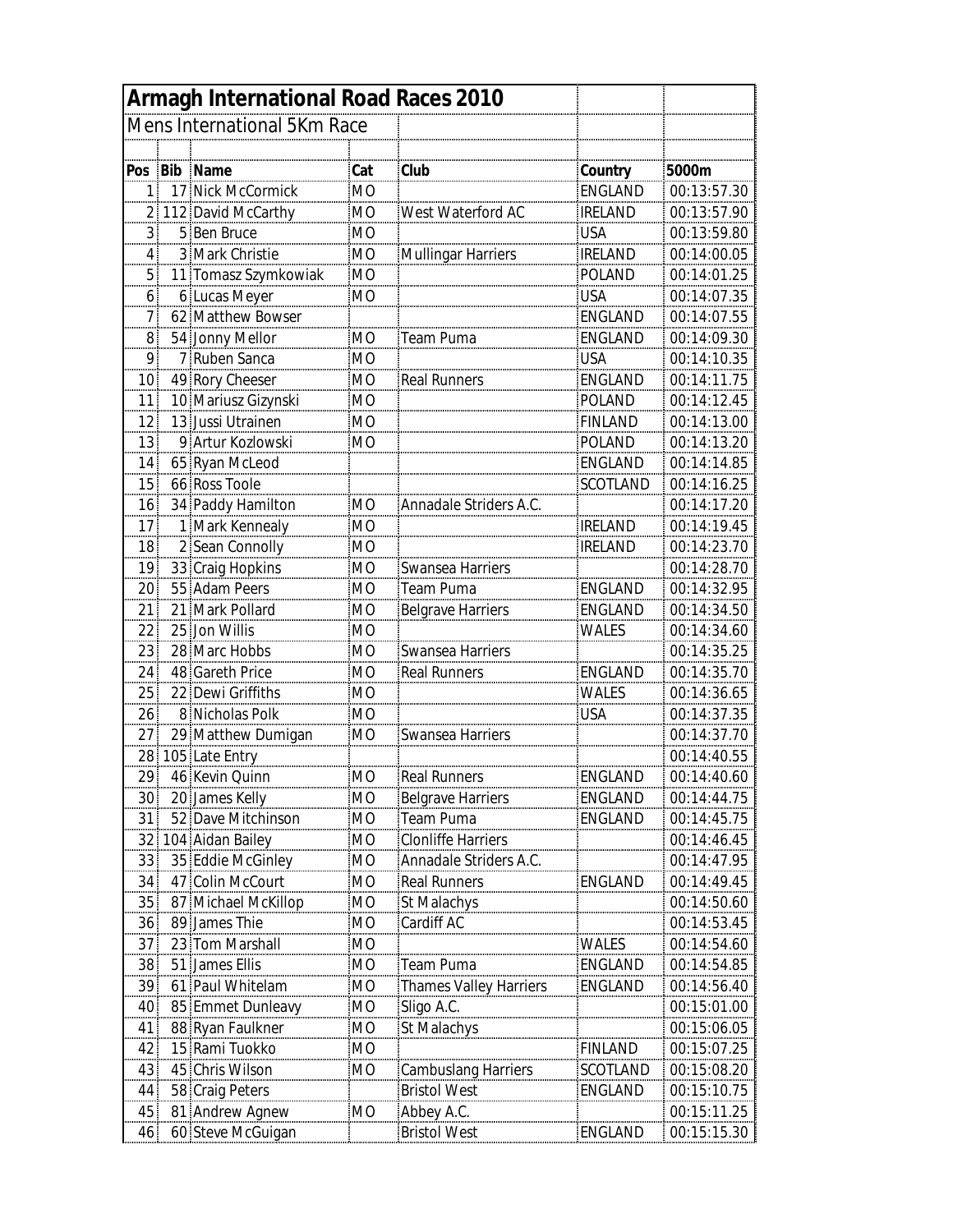# Armagh International Road Races 2010

## Mens International 5Km Race

| Pos | Bib | Name | Cat | Club | Country | 5000m |
|---|---|---|---|---|---|---|
| 1 | 17 | Nick McCormick | MO | | ENGLAND | 00:13:57.30 |
| 2 | 112 | David McCarthy | MO | West Waterford AC | IRELAND | 00:13:57.90 |
| 3 | 5 | Ben Bruce | MO | | USA | 00:13:59.80 |
| 4 | 3 | Mark Christie | MO | Mullingar Harriers | IRELAND | 00:14:00.05 |
| 5 | 11 | Tomasz Szymkowiak | MO | | POLAND | 00:14:01.25 |
| 6 | 6 | Lucas Meyer | MO | | USA | 00:14:07.35 |
| 7 | 62 | Matthew Bowser | | | ENGLAND | 00:14:07.55 |
| 8 | 54 | Jonny Mellor | MO | Team Puma | ENGLAND | 00:14:09.30 |
| 9 | 7 | Ruben Sanca | MO | | USA | 00:14:10.35 |
| 10 | 49 | Rory Cheeser | MO | Real Runners | ENGLAND | 00:14:11.75 |
| 11 | 10 | Mariusz Gizynski | MO | | POLAND | 00:14:12.45 |
| 12 | 13 | Jussi Utrainen | MO | | FINLAND | 00:14:13.00 |
| 13 | 9 | Artur Kozlowski | MO | | POLAND | 00:14:13.20 |
| 14 | 65 | Ryan McLeod | | | ENGLAND | 00:14:14.85 |
| 15 | 66 | Ross Toole | | | SCOTLAND | 00:14:16.25 |
| 16 | 34 | Paddy Hamilton | MO | Annadale Striders A.C. | | 00:14:17.20 |
| 17 | 1 | Mark Kennealy | MO | | IRELAND | 00:14:19.45 |
| 18 | 2 | Sean Connolly | MO | | IRELAND | 00:14:23.70 |
| 19 | 33 | Craig Hopkins | MO | Swansea Harriers | | 00:14:28.70 |
| 20 | 55 | Adam Peers | MO | Team Puma | ENGLAND | 00:14:32.95 |
| 21 | 21 | Mark Pollard | MO | Belgrave Harriers | ENGLAND | 00:14:34.50 |
| 22 | 25 | Jon Willis | MO | | WALES | 00:14:34.60 |
| 23 | 28 | Marc Hobbs | MO | Swansea Harriers | | 00:14:35.25 |
| 24 | 48 | Gareth Price | MO | Real Runners | ENGLAND | 00:14:35.70 |
| 25 | 22 | Dewi Griffiths | MO | | WALES | 00:14:36.65 |
| 26 | 8 | Nicholas Polk | MO | | USA | 00:14:37.35 |
| 27 | 29 | Matthew Dumigan | MO | Swansea Harriers | | 00:14:37.70 |
| 28 | 105 | Late Entry | | | | 00:14:40.55 |
| 29 | 46 | Kevin Quinn | MO | Real Runners | ENGLAND | 00:14:40.60 |
| 30 | 20 | James Kelly | MO | Belgrave Harriers | ENGLAND | 00:14:44.75 |
| 31 | 52 | Dave Mitchinson | MO | Team Puma | ENGLAND | 00:14:45.75 |
| 32 | 104 | Aidan Bailey | MO | Clonliffe Harriers | | 00:14:46.45 |
| 33 | 35 | Eddie McGinley | MO | Annadale Striders A.C. | | 00:14:47.95 |
| 34 | 47 | Colin McCourt | MO | Real Runners | ENGLAND | 00:14:49.45 |
| 35 | 87 | Michael McKillop | MO | St Malachys | | 00:14:50.60 |
| 36 | 89 | James Thie | MO | Cardiff AC | | 00:14:53.45 |
| 37 | 23 | Tom Marshall | MO | | WALES | 00:14:54.60 |
| 38 | 51 | James Ellis | MO | Team Puma | ENGLAND | 00:14:54.85 |
| 39 | 61 | Paul Whitelam | MO | Thames Valley Harriers | ENGLAND | 00:14:56.40 |
| 40 | 85 | Emmet Dunleavy | MO | Sligo A.C. | | 00:15:01.00 |
| 41 | 88 | Ryan Faulkner | MO | St Malachys | | 00:15:06.05 |
| 42 | 15 | Rami Tuokko | MO | | FINLAND | 00:15:07.25 |
| 43 | 45 | Chris Wilson | MO | Cambuslang Harriers | SCOTLAND | 00:15:08.20 |
| 44 | 58 | Craig Peters | | Bristol West | ENGLAND | 00:15:10.75 |
| 45 | 81 | Andrew Agnew | MO | Abbey A.C. | | 00:15:11.25 |
| 46 | 60 | Steve McGuigan | | Bristol West | ENGLAND | 00:15:15.30 |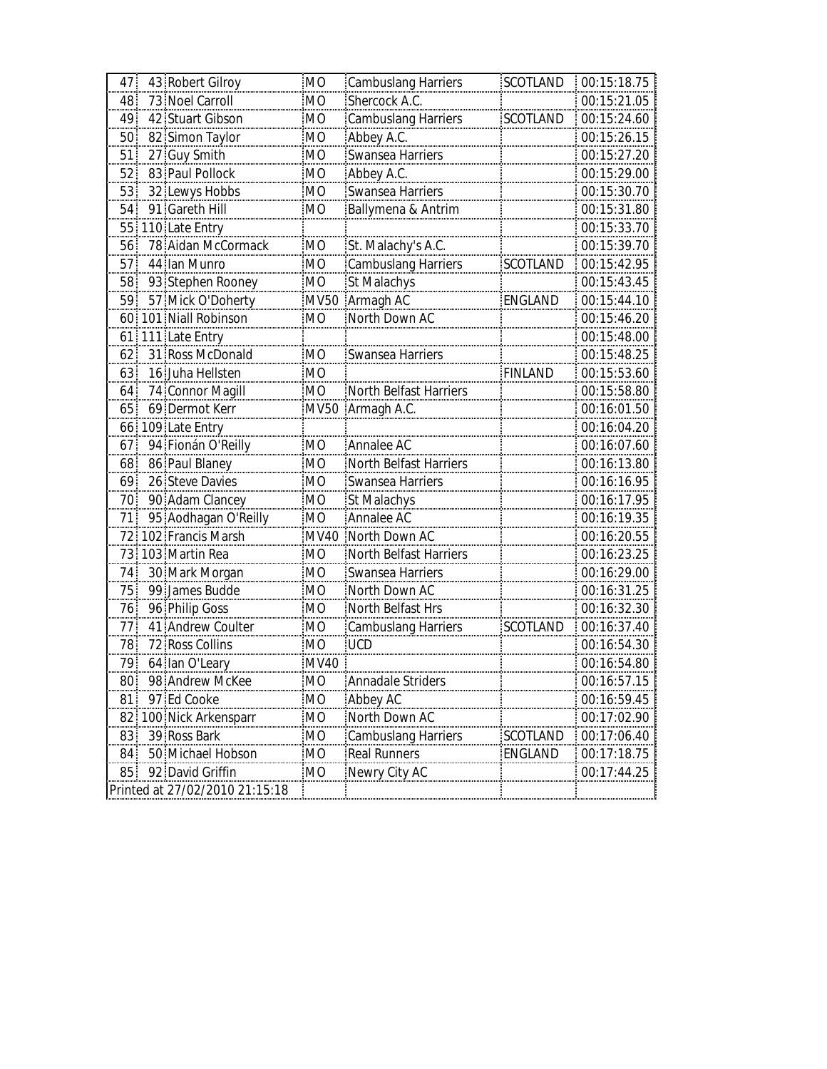| | | | | | | |
|---|---|---|---|---|---|---|
| 47 | 43 | Robert Gilroy | MO | Cambuslang Harriers | SCOTLAND | 00:15:18.75 |
| 48 | 73 | Noel Carroll | MO | Shercock A.C. | | 00:15:21.05 |
| 49 | 42 | Stuart Gibson | MO | Cambuslang Harriers | SCOTLAND | 00:15:24.60 |
| 50 | 82 | Simon Taylor | MO | Abbey A.C. | | 00:15:26.15 |
| 51 | 27 | Guy Smith | MO | Swansea Harriers | | 00:15:27.20 |
| 52 | 83 | Paul Pollock | MO | Abbey A.C. | | 00:15:29.00 |
| 53 | 32 | Lewys Hobbs | MO | Swansea Harriers | | 00:15:30.70 |
| 54 | 91 | Gareth Hill | MO | Ballymena & Antrim | | 00:15:31.80 |
| 55 | 110 | Late Entry | | | | 00:15:33.70 |
| 56 | 78 | Aidan McCormack | MO | St. Malachy's A.C. | | 00:15:39.70 |
| 57 | 44 | Ian Munro | MO | Cambuslang Harriers | SCOTLAND | 00:15:42.95 |
| 58 | 93 | Stephen Rooney | MO | St Malachys | | 00:15:43.45 |
| 59 | 57 | Mick O'Doherty | MV50 | Armagh AC | ENGLAND | 00:15:44.10 |
| 60 | 101 | Niall Robinson | MO | North Down AC | | 00:15:46.20 |
| 61 | 111 | Late Entry | | | | 00:15:48.00 |
| 62 | 31 | Ross McDonald | MO | Swansea Harriers | | 00:15:48.25 |
| 63 | 16 | Juha Hellsten | MO | | FINLAND | 00:15:53.60 |
| 64 | 74 | Connor Magill | MO | North Belfast Harriers | | 00:15:58.80 |
| 65 | 69 | Dermot Kerr | MV50 | Armagh A.C. | | 00:16:01.50 |
| 66 | 109 | Late Entry | | | | 00:16:04.20 |
| 67 | 94 | Fionán O'Reilly | MO | Annalee AC | | 00:16:07.60 |
| 68 | 86 | Paul Blaney | MO | North Belfast Harriers | | 00:16:13.80 |
| 69 | 26 | Steve Davies | MO | Swansea Harriers | | 00:16:16.95 |
| 70 | 90 | Adam Clancey | MO | St Malachys | | 00:16:17.95 |
| 71 | 95 | Aodhagan O'Reilly | MO | Annalee AC | | 00:16:19.35 |
| 72 | 102 | Francis Marsh | MV40 | North Down AC | | 00:16:20.55 |
| 73 | 103 | Martin Rea | MO | North Belfast Harriers | | 00:16:23.25 |
| 74 | 30 | Mark Morgan | MO | Swansea Harriers | | 00:16:29.00 |
| 75 | 99 | James Budde | MO | North Down AC | | 00:16:31.25 |
| 76 | 96 | Philip Goss | MO | North Belfast Hrs | | 00:16:32.30 |
| 77 | 41 | Andrew Coulter | MO | Cambuslang Harriers | SCOTLAND | 00:16:37.40 |
| 78 | 72 | Ross Collins | MO | UCD | | 00:16:54.30 |
| 79 | 64 | Ian O'Leary | MV40 | | | 00:16:54.80 |
| 80 | 98 | Andrew McKee | MO | Annadale Striders | | 00:16:57.15 |
| 81 | 97 | Ed Cooke | MO | Abbey AC | | 00:16:59.45 |
| 82 | 100 | Nick Arkensparr | MO | North Down AC | | 00:17:02.90 |
| 83 | 39 | Ross Bark | MO | Cambuslang Harriers | SCOTLAND | 00:17:06.40 |
| 84 | 50 | Michael Hobson | MO | Real Runners | ENGLAND | 00:17:18.75 |
| 85 | 92 | David Griffin | MO | Newry City AC | | 00:17:44.25 |

Printed at 27/02/2010 21:15:18